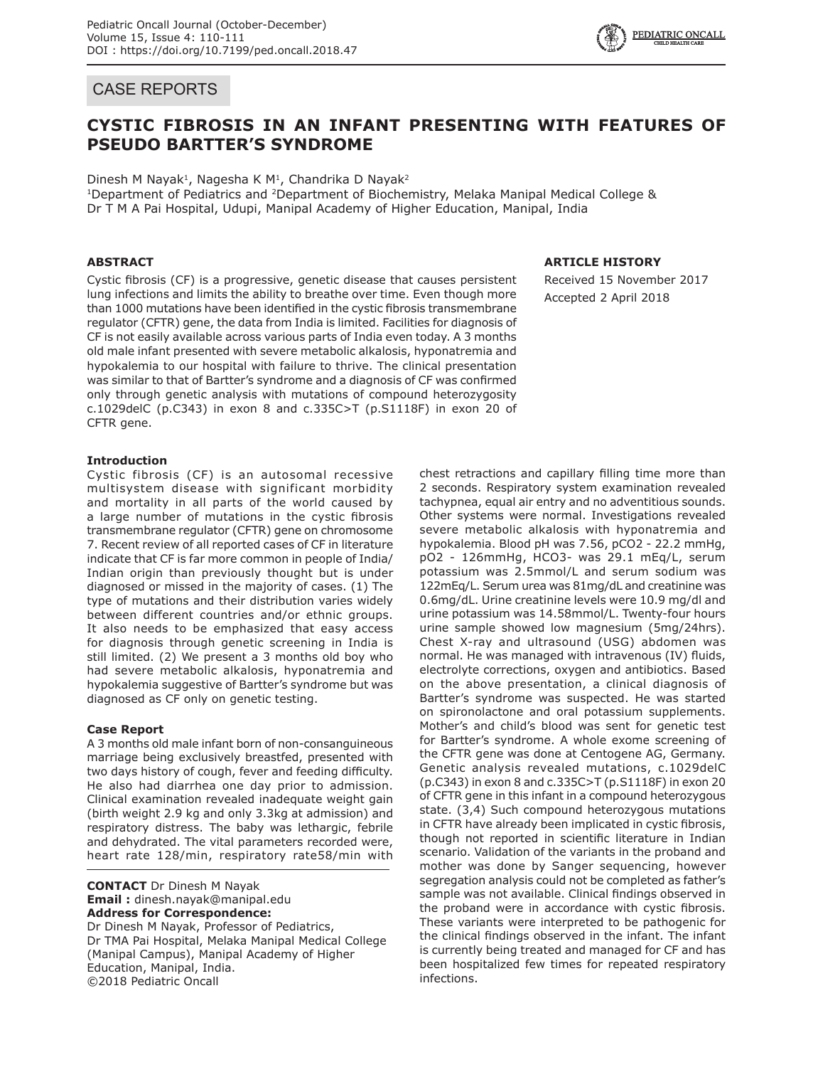CASE REPORTS

# CYSTIC FIBROSIS IN AN INFANT PRESENTING WITH FEATURES OF PSEUDO BARTTER'S SYNDROME

Dinesh M Nayak[1], Nagesha K M[1], Chandrika D Nayak[2]

[1]Department of Pediatrics and [2]Department of Biochemistry, Melaka Manipal Medical College & Dr T M A Pai Hospital, Udupi, Manipal Academy of Higher Education, Manipal, India

### ABSTRACT

Cystic fibrosis (CF) is a progressive, genetic disease that causes persistent lung infections and limits the ability to breathe over time. Even though more than 1000 mutations have been identified in the cystic fibrosis transmembrane regulator (CFTR) gene, the data from India is limited. Facilities for diagnosis of CF is not easily available across various parts of India even today. A 3 months old male infant presented with severe metabolic alkalosis, hyponatremia and hypokalemia to our hospital with failure to thrive. The clinical presentation was similar to that of Bartter's syndrome and a diagnosis of CF was confirmed only through genetic analysis with mutations of compound heterozygosity c.1029delC (p.C343) in exon 8 and c.335C>T (p.S1118F) in exon 20 of CFTR gene.

### ARTICLE HISTORY

Received 15 November 2017

Accepted 2 April 2018

### Introduction

Cystic fibrosis (CF) is an autosomal recessive multisystem disease with significant morbidity and mortality in all parts of the world caused by a large number of mutations in the cystic fibrosis transmembrane regulator (CFTR) gene on chromosome 7. Recent review of all reported cases of CF in literature indicate that CF is far more common in people of India/ Indian origin than previously thought but is under diagnosed or missed in the majority of cases. (1) The type of mutations and their distribution varies widely between different countries and/or ethnic groups. It also needs to be emphasized that easy access for diagnosis through genetic screening in India is still limited. (2) We present a 3 months old boy who had severe metabolic alkalosis, hyponatremia and hypokalemia suggestive of Bartter's syndrome but was diagnosed as CF only on genetic testing.

### Case Report

A 3 months old male infant born of non-consanguineous marriage being exclusively breastfed, presented with two days history of cough, fever and feeding difficulty. He also had diarrhea one day prior to admission. Clinical examination revealed inadequate weight gain (birth weight 2.9 kg and only 3.3kg at admission) and respiratory distress. The baby was lethargic, febrile and dehydrated. The vital parameters recorded were, heart rate 128/min, respiratory rate58/min with chest retractions and capillary filling time more than 2 seconds. Respiratory system examination revealed tachypnea, equal air entry and no adventitious sounds. Other systems were normal. Investigations revealed severe metabolic alkalosis with hyponatremia and hypokalemia. Blood pH was 7.56, $pCO_2$ - 22.2 mmHg, $pO_2$ - 126mmHg, $HCO_3^-$ was 29.1 mEq/L, serum potassium was 2.5mmol/L and serum sodium was 122mEq/L. Serum urea was 81mg/dL and creatinine was 0.6mg/dL. Urine creatinine levels were 10.9 mg/dl and urine potassium was 14.58mmol/L. Twenty-four hours urine sample showed low magnesium (5mg/24hrs). Chest X-ray and ultrasound (USG) abdomen was normal. He was managed with intravenous (IV) fluids, electrolyte corrections, oxygen and antibiotics. Based on the above presentation, a clinical diagnosis of Bartter's syndrome was suspected. He was started on spironolactone and oral potassium supplements. Mother's and child's blood was sent for genetic test for Bartter's syndrome. A whole exome screening of the CFTR gene was done at Centogene AG, Germany. Genetic analysis revealed mutations, c.1029delC (p.C343) in exon 8 and c.335C>T (p.S1118F) in exon 20 of CFTR gene in this infant in a compound heterozygous state. (3,4) Such compound heterozygous mutations in CFTR have already been implicated in cystic fibrosis, though not reported in scientific literature in Indian scenario. Validation of the variants in the proband and mother was done by Sanger sequencing, however segregation analysis could not be completed as father's sample was not available. Clinical findings observed in the proband were in accordance with cystic fibrosis. These variants were interpreted to be pathogenic for the clinical findings observed in the infant. The infant is currently being treated and managed for CF and has been hospitalized few times for repeated respiratory infections.

**CONTACT** Dr Dinesh M Nayak
**Email :** dinesh.nayak@manipal.edu
**Address for Correspondence:**
Dr Dinesh M Nayak, Professor of Pediatrics, Dr TMA Pai Hospital, Melaka Manipal Medical College (Manipal Campus), Manipal Academy of Higher Education, Manipal, India.
©2018 Pediatric Oncall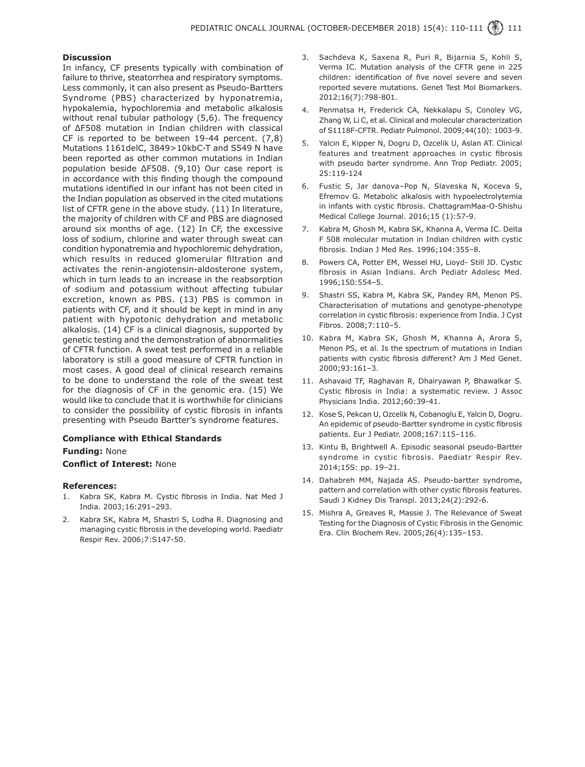## Discussion

In infancy, CF presents typically with combination of failure to thrive, steatorrhea and respiratory symptoms. Less commonly, it can also present as Pseudo-Bartters Syndrome (PBS) characterized by hyponatremia, hypokalemia, hypochloremia and metabolic alkalosis without renal tubular pathology (5,6). The frequency of ΔF508 mutation in Indian children with classical CF is reported to be between 19-44 percent. (7,8) Mutations 1161delC, 3849>10kbC-T and S549 N have been reported as other common mutations in Indian population beside ΔF508. (9,10) Our case report is in accordance with this finding though the compound mutations identified in our infant has not been cited in the Indian population as observed in the cited mutations list of CFTR gene in the above study. (11) In literature, the majority of children with CF and PBS are diagnosed around six months of age. (12) In CF, the excessive loss of sodium, chlorine and water through sweat can condition hyponatremia and hypochloremic dehydration, which results in reduced glomerular filtration and activates the renin-angiotensin-aldosterone system, which in turn leads to an increase in the reabsorption of sodium and potassium without affecting tubular excretion, known as PBS. (13) PBS is common in patients with CF, and it should be kept in mind in any patient with hypotonic dehydration and metabolic alkalosis. (14) CF is a clinical diagnosis, supported by genetic testing and the demonstration of abnormalities of CFTR function. A sweat test performed in a reliable laboratory is still a good measure of CFTR function in most cases. A good deal of clinical research remains to be done to understand the role of the sweat test for the diagnosis of CF in the genomic era. (15) We would like to conclude that it is worthwhile for clinicians to consider the possibility of cystic fibrosis in infants presenting with Pseudo Bartter's syndrome features.

## Compliance with Ethical Standards

**Funding:** None

**Conflict of Interest:** None

## References:

1. Kabra SK, Kabra M. Cystic fibrosis in India. Nat Med J India. 2003;16:291–293.
2. Kabra SK, Kabra M, Shastri S, Lodha R. Diagnosing and managing cystic fibrosis in the developing world. Paediatr Respir Rev. 2006;7:S147-50.
3. Sachdeva K, Saxena R, Puri R, Bijarnia S, Kohli S, Verma IC. Mutation analysis of the CFTR gene in 225 children: identification of five novel severe and seven reported severe mutations. Genet Test Mol Biomarkers. 2012;16(7):798-801.
4. Penmatsa H, Frederick CA, Nekkalapu S, Conoley VG, Zhang W, Li C, et al. Clinical and molecular characterization of S1118F-CFTR. Pediatr Pulmonol. 2009;44(10): 1003-9.
5. Yalcin E, Kipper N, Dogru D, Ozcelik U, Aslan AT. Clinical features and treatment approaches in cystic fibrosis with pseudo barter syndrome. Ann Trop Pediatr. 2005; 25:119-124
6. Fustic S, Jar danova–Pop N, Slaveska N, Koceva S, Efremov G. Metabolic alkalosis with hypoelectrolytemia in infants with cystic fibrosis. ChattagramMaa-O-Shishu Medical College Journal. 2016;15 (1):57-9.
7. Kabra M, Ghosh M, Kabra SK, Khanna A, Verma IC. Delta F 508 molecular mutation in Indian children with cystic fibrosis. Indian J Med Res. 1996;104:355–8.
8. Powers CA, Potter EM, Wessel HU, Lioyd- Still JD. Cystic fibrosis in Asian Indians. Arch Pediatr Adolesc Med. 1996;150:554–5.
9. Shastri SS, Kabra M, Kabra SK, Pandey RM, Menon PS. Characterisation of mutations and genotype-phenotype correlation in cystic fibrosis: experience from India. J Cyst Fibros. 2008;7:110–5.
10. Kabra M, Kabra SK, Ghosh M, Khanna A, Arora S, Menon PS, et al. Is the spectrum of mutations in Indian patients with cystic fibrosis different? Am J Med Genet. 2000;93:161–3.
11. Ashavaid TF, Raghavan R, Dhairyawan P, Bhawalkar S. Cystic fibrosis in India: a systematic review. J Assoc Physicians India. 2012;60:39-41.
12. Kose S, Pekcan U, Ozcelik N, Cobanoglu E, Yalcin D, Dogru. An epidemic of pseudo-Bartter syndrome in cystic fibrosis patients. Eur J Pediatr. 2008;167:115–116.
13. Kintu B, Brightwell A. Episodic seasonal pseudo-Bartter syndrome in cystic fibrosis. Paediatr Respir Rev. 2014;15S: pp. 19–21.
14. Dahabreh MM, Najada AS. Pseudo-bartter syndrome, pattern and correlation with other cystic fibrosis features. Saudi J Kidney Dis Transpl. 2013;24(2):292-6.
15. Mishra A, Greaves R, Massie J. The Relevance of Sweat Testing for the Diagnosis of Cystic Fibrosis in the Genomic Era. Clin Biochem Rev. 2005;26(4):135–153.